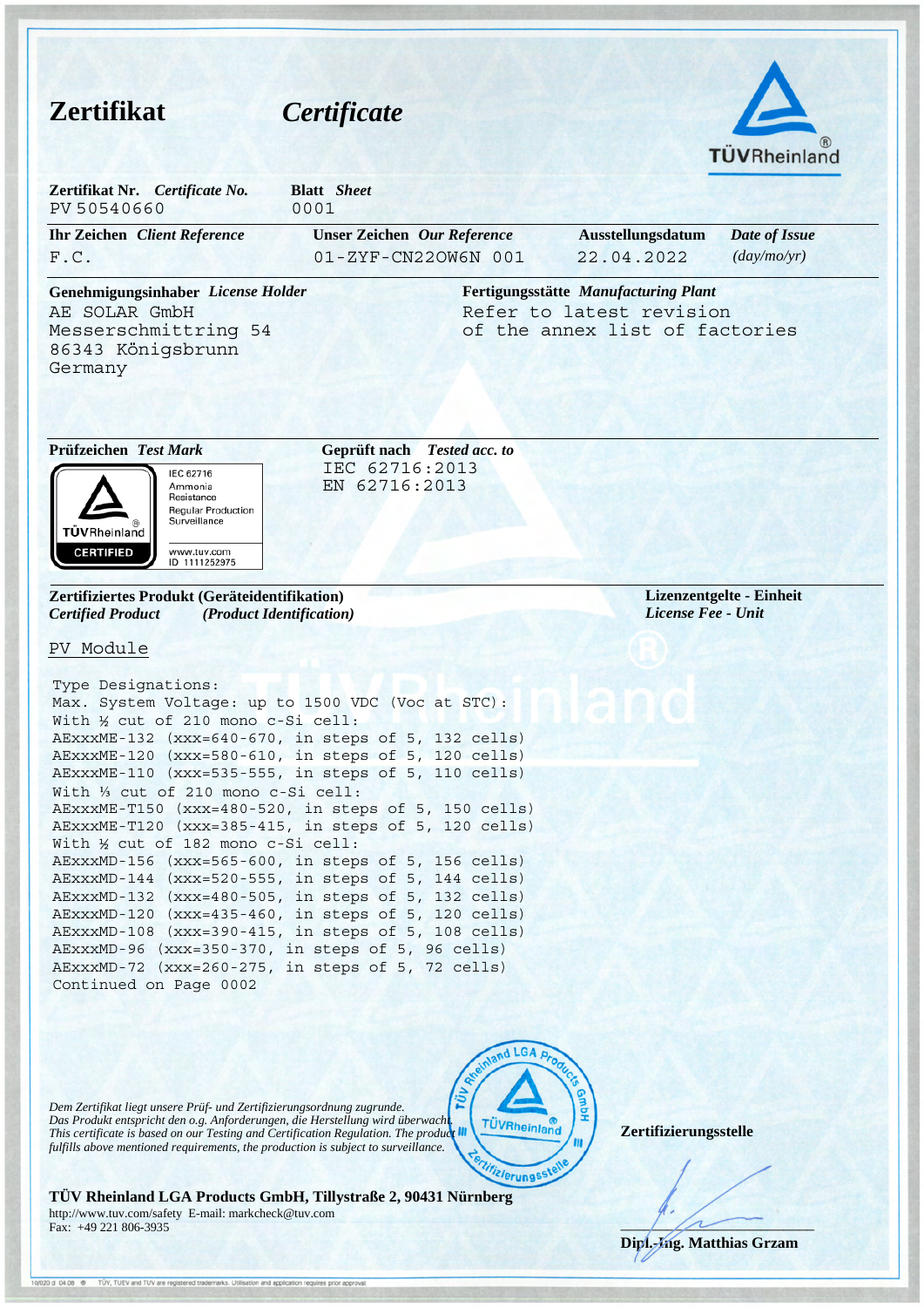# Zertifikat *Certificate*

TÜVRheinland®

| **Zertifikat Nr.** *Certificate No.* | **Blatt** *Sheet* | | |
|---|---|---|---|
| PV 50540660 | 0001 | | |
| **Ihr Zeichen** *Client Reference* | **Unser Zeichen** *Our Reference* | **Ausstellungsdatum** | *Date of Issue* |
| F.C. | 01-ZYF-CN22OW6N 001 | 22.04.2022 | *(day/mo/yr)* |

**Genehmigungsinhaber** *License Holder*

AE SOLAR GmbH
Messerschmittring 54
86343 Königsbrunn
Germany

**Fertigungsstätte** *Manufacturing Plant*

Refer to latest revision
of the annex list of factories

**Prüfzeichen** *Test Mark*

TÜVRheinland CERTIFIED
IEC 62716
Ammonia Resistance
Regular Production Surveillance
www.tuv.com
ID 1111252975

**Geprüft nach** *Tested acc. to*

IEC 62716:2013
EN 62716:2013

**Zertifiziertes Produkt (Geräteidentifikation)**
*Certified Product* *(Product Identification)*

**Lizenzentgelte - Einheit**
*License Fee - Unit*

PV Module

Type Designations:
Max. System Voltage: up to 1500 VDC (Voc at STC):
With ½ cut of 210 mono c-Si cell:
AExxxME-132 (xxx=640-670, in steps of 5, 132 cells)
AExxxME-120 (xxx=580-610, in steps of 5, 120 cells)
AExxxME-110 (xxx=535-555, in steps of 5, 110 cells)
With ⅓ cut of 210 mono c-Si cell:
AExxxME-T150 (xxx=480-520, in steps of 5, 150 cells)
AExxxME-T120 (xxx=385-415, in steps of 5, 120 cells)
With ½ cut of 182 mono c-Si cell:
AExxxMD-156 (xxx=565-600, in steps of 5, 156 cells)
AExxxMD-144 (xxx=520-555, in steps of 5, 144 cells)
AExxxMD-132 (xxx=480-505, in steps of 5, 132 cells)
AExxxMD-120 (xxx=435-460, in steps of 5, 120 cells)
AExxxMD-108 (xxx=390-415, in steps of 5, 108 cells)
AExxxMD-96 (xxx=350-370, in steps of 5, 96 cells)
AExxxMD-72 (xxx=260-275, in steps of 5, 72 cells)
Continued on Page 0002

*Dem Zertifikat liegt unsere Prüf- und Zertifizierungsordnung zugrunde.*
*Das Produkt entspricht den o.g. Anforderungen, die Herstellung wird überwacht.*
*This certificate is based on our Testing and Certification Regulation. The product fulfills above mentioned requirements, the production is subject to surveillance.*

TÜV Rheinland LGA Products GmbH – Zertifizierungsstelle

**Zertifizierungsstelle**

**Dipl.-Ing. Matthias Grzam**

**TÜV Rheinland LGA Products GmbH, Tillystraße 2, 90431 Nürnberg**
http://www.tuv.com/safety E-mail: markcheck@tuv.com
Fax: +49 221 806-3935

10/020 d 04.08 TÜV, TUEV and TUV are registered trademarks. Utilisation and application requires prior approval.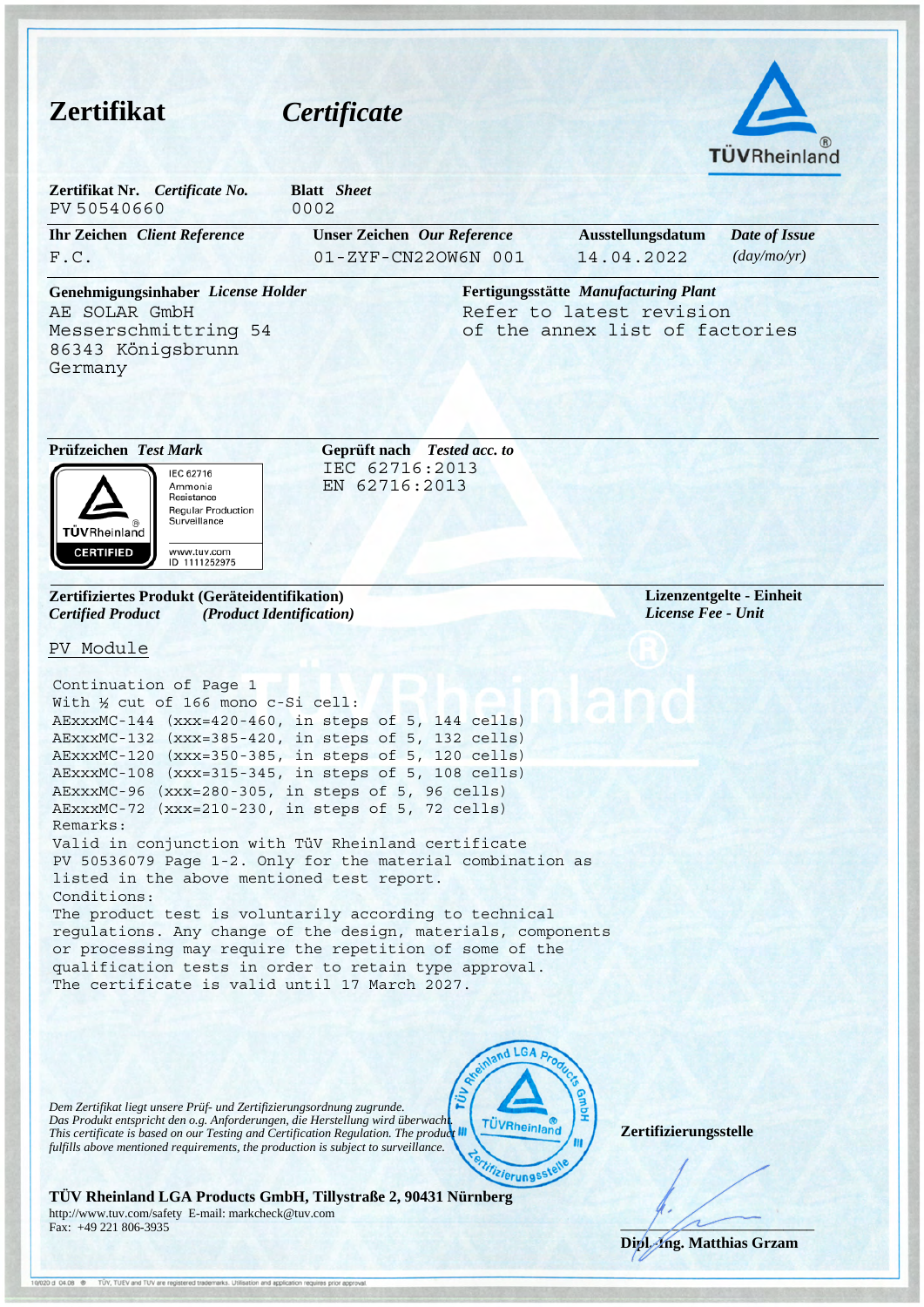# Zertifikat *Certificate*

TÜVRheinland®

| Zertifikat Nr. *Certificate No.* | Blatt *Sheet* |
|---|---|
| PV 50540660 | 0002 |

| Ihr Zeichen *Client Reference* | Unser Zeichen *Our Reference* | Ausstellungsdatum *Date of Issue* (day/mo/yr) |
|---|---|---|
| F.C. | 01-ZYF-CN22OW6N 001 | 14.04.2022 |

**Genehmigungsinhaber** *License Holder*
AE SOLAR GmbH
Messerschmittring 54
86343 Königsbrunn
Germany

**Fertigungsstätte** *Manufacturing Plant*
Refer to latest revision
of the annex list of factories

**Prüfzeichen** *Test Mark*

TÜVRheinland CERTIFIED
IEC 62716
Ammonia Resistance
Regular Production Surveillance
www.tuv.com
ID 1111252975

**Geprüft nach** *Tested acc. to*
IEC 62716:2013
EN 62716:2013

**Zertifiziertes Produkt (Geräteidentifikation)**
*Certified Product (Product Identification)*

**Lizenzentgelte - Einheit**
*License Fee - Unit*

PV Module

Continuation of Page 1
With ½ cut of 166 mono c-Si cell:
AExxxMC-144 (xxx=420-460, in steps of 5, 144 cells)
AExxxMC-132 (xxx=385-420, in steps of 5, 132 cells)
AExxxMC-120 (xxx=350-385, in steps of 5, 120 cells)
AExxxMC-108 (xxx=315-345, in steps of 5, 108 cells)
AExxxMC-96 (xxx=280-305, in steps of 5, 96 cells)
AExxxMC-72 (xxx=210-230, in steps of 5, 72 cells)
Remarks:
Valid in conjunction with TüV Rheinland certificate
PV 50536079 Page 1-2. Only for the material combination as
listed in the above mentioned test report.
Conditions:
The product test is voluntarily according to technical
regulations. Any change of the design, materials, components
or processing may require the repetition of some of the
qualification tests in order to retain type approval.
The certificate is valid until 17 March 2027.

*Dem Zertifikat liegt unsere Prüf- und Zertifizierungsordnung zugrunde.*
*Das Produkt entspricht den o.g. Anforderungen, die Herstellung wird überwacht.*
*This certificate is based on our Testing and Certification Regulation. The product fulfills above mentioned requirements, the production is subject to surveillance.*

TÜV Rheinland LGA Products GmbH Zertifizierungsstelle

**Zertifizierungsstelle**

**Dipl.-Ing. Matthias Grzam**

**TÜV Rheinland LGA Products GmbH, Tillystraße 2, 90431 Nürnberg**
http://www.tuv.com/safety E-mail: markcheck@tuv.com
Fax: +49 221 806-3935

10/020 d 04.08 ® TÜV, TUEV and TUV are registered trademarks. Utilisation and application requires prior approval.